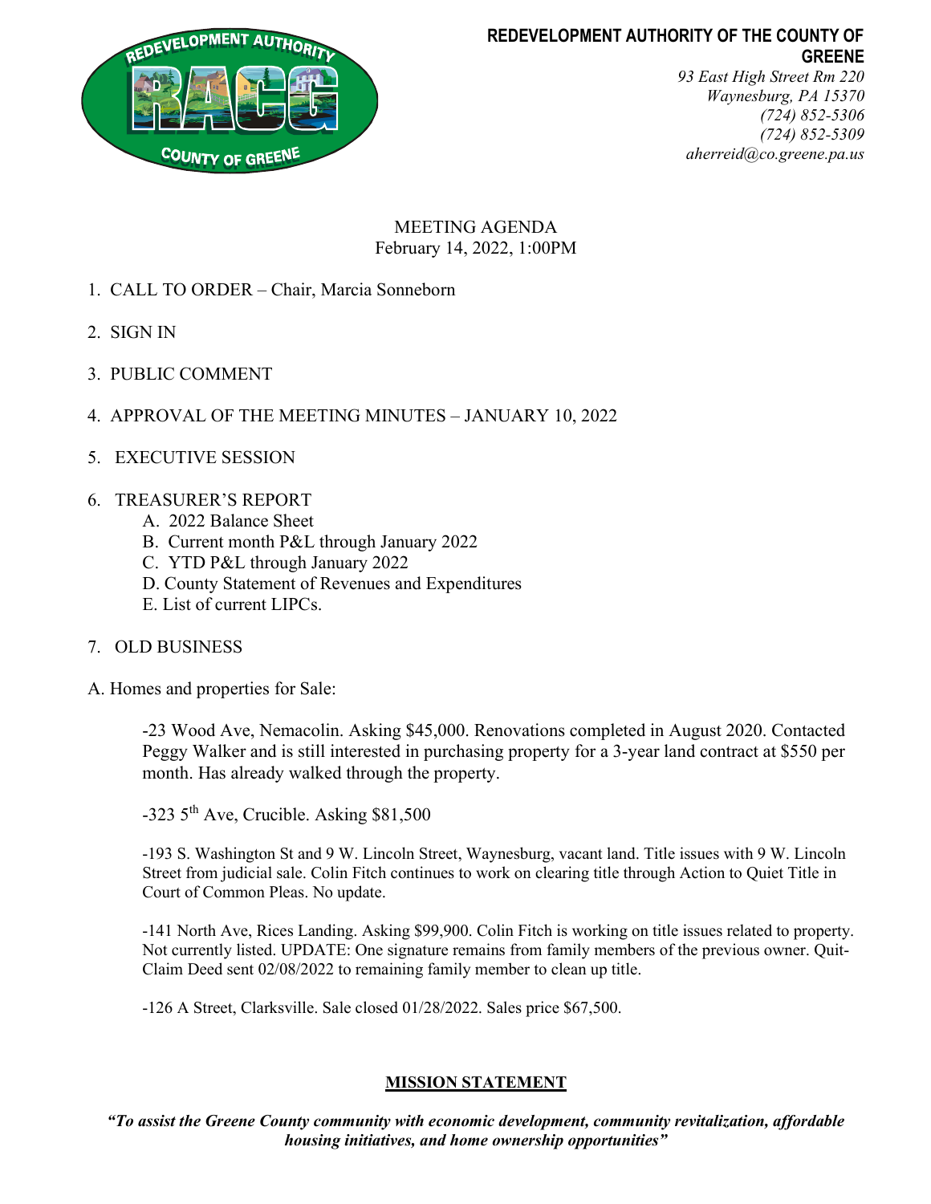**REDEVELOPMENT AUTHORITY OF THE COUNTY OF GREENE**

*93 East High Street Rm 220*
*Waynesburg, PA 15370*
*(724) 852-5306*
*(724) 852-5309*
*aherreid@co.greene.pa.us*

MEETING AGENDA
February 14, 2022, 1:00PM

1. CALL TO ORDER – Chair, Marcia Sonneborn
2. SIGN IN
3. PUBLIC COMMENT
4. APPROVAL OF THE MEETING MINUTES – JANUARY 10, 2022
5. EXECUTIVE SESSION
6. TREASURER'S REPORT
   - A. 2022 Balance Sheet
   - B. Current month P&L through January 2022
   - C. YTD P&L through January 2022
   - D. County Statement of Revenues and Expenditures
   - E. List of current LIPCs.
7. OLD BUSINESS

A. Homes and properties for Sale:

-23 Wood Ave, Nemacolin. Asking $45,000. Renovations completed in August 2020. Contacted Peggy Walker and is still interested in purchasing property for a 3-year land contract at $550 per month. Has already walked through the property.

-323 5th Ave, Crucible. Asking $81,500

-193 S. Washington St and 9 W. Lincoln Street, Waynesburg, vacant land. Title issues with 9 W. Lincoln Street from judicial sale. Colin Fitch continues to work on clearing title through Action to Quiet Title in Court of Common Pleas. No update.

-141 North Ave, Rices Landing. Asking $99,900. Colin Fitch is working on title issues related to property. Not currently listed. UPDATE: One signature remains from family members of the previous owner. Quit-Claim Deed sent 02/08/2022 to remaining family member to clean up title.

-126 A Street, Clarksville. Sale closed 01/28/2022. Sales price $67,500.

**MISSION STATEMENT**

***"To assist the Greene County community with economic development, community revitalization, affordable housing initiatives, and home ownership opportunities"***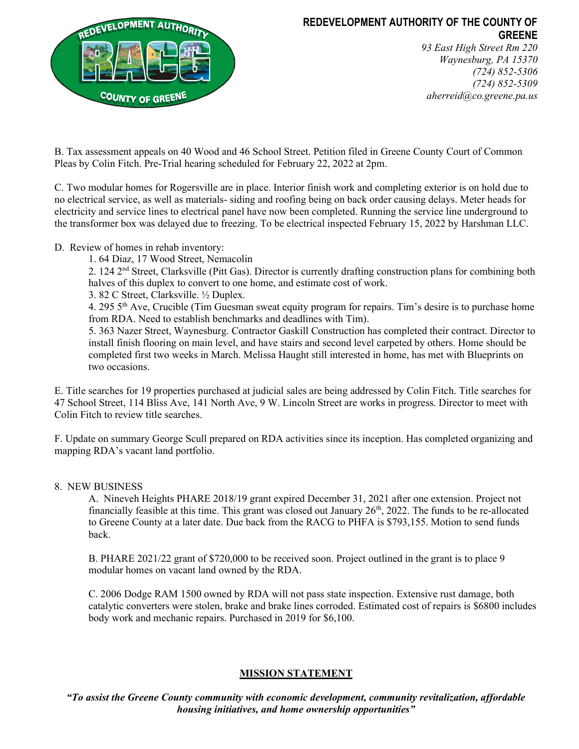**REDEVELOPMENT AUTHORITY OF THE COUNTY OF GREENE**

*93 East High Street Rm 220*
*Waynesburg, PA 15370*
*(724) 852-5306*
*(724) 852-5309*
*aherreid@co.greene.pa.us*

B. Tax assessment appeals on 40 Wood and 46 School Street. Petition filed in Greene County Court of Common Pleas by Colin Fitch. Pre-Trial hearing scheduled for February 22, 2022 at 2pm.

C. Two modular homes for Rogersville are in place. Interior finish work and completing exterior is on hold due to no electrical service, as well as materials- siding and roofing being on back order causing delays. Meter heads for electricity and service lines to electrical panel have now been completed. Running the service line underground to the transformer box was delayed due to freezing. To be electrical inspected February 15, 2022 by Harshman LLC.

D. Review of homes in rehab inventory:

1. 64 Diaz, 17 Wood Street, Nemacolin
2. 124 2nd Street, Clarksville (Pitt Gas). Director is currently drafting construction plans for combining both halves of this duplex to convert to one home, and estimate cost of work.
3. 82 C Street, Clarksville. ½ Duplex.
4. 295 5th Ave, Crucible (Tim Guesman sweat equity program for repairs. Tim's desire is to purchase home from RDA. Need to establish benchmarks and deadlines with Tim).
5. 363 Nazer Street, Waynesburg. Contractor Gaskill Construction has completed their contract. Director to install finish flooring on main level, and have stairs and second level carpeted by others. Home should be completed first two weeks in March. Melissa Haught still interested in home, has met with Blueprints on two occasions.

E. Title searches for 19 properties purchased at judicial sales are being addressed by Colin Fitch. Title searches for 47 School Street, 114 Bliss Ave, 141 North Ave, 9 W. Lincoln Street are works in progress. Director to meet with Colin Fitch to review title searches.

F. Update on summary George Scull prepared on RDA activities since its inception. Has completed organizing and mapping RDA's vacant land portfolio.

8. NEW BUSINESS

A. Nineveh Heights PHARE 2018/19 grant expired December 31, 2021 after one extension. Project not financially feasible at this time. This grant was closed out January 26th, 2022. The funds to be re-allocated to Greene County at a later date. Due back from the RACG to PHFA is $793,155. Motion to send funds back.

B. PHARE 2021/22 grant of $720,000 to be received soon. Project outlined in the grant is to place 9 modular homes on vacant land owned by the RDA.

C. 2006 Dodge RAM 1500 owned by RDA will not pass state inspection. Extensive rust damage, both catalytic converters were stolen, brake and brake lines corroded. Estimated cost of repairs is $6800 includes body work and mechanic repairs. Purchased in 2019 for $6,100.

**MISSION STATEMENT**

***"To assist the Greene County community with economic development, community revitalization, affordable housing initiatives, and home ownership opportunities"***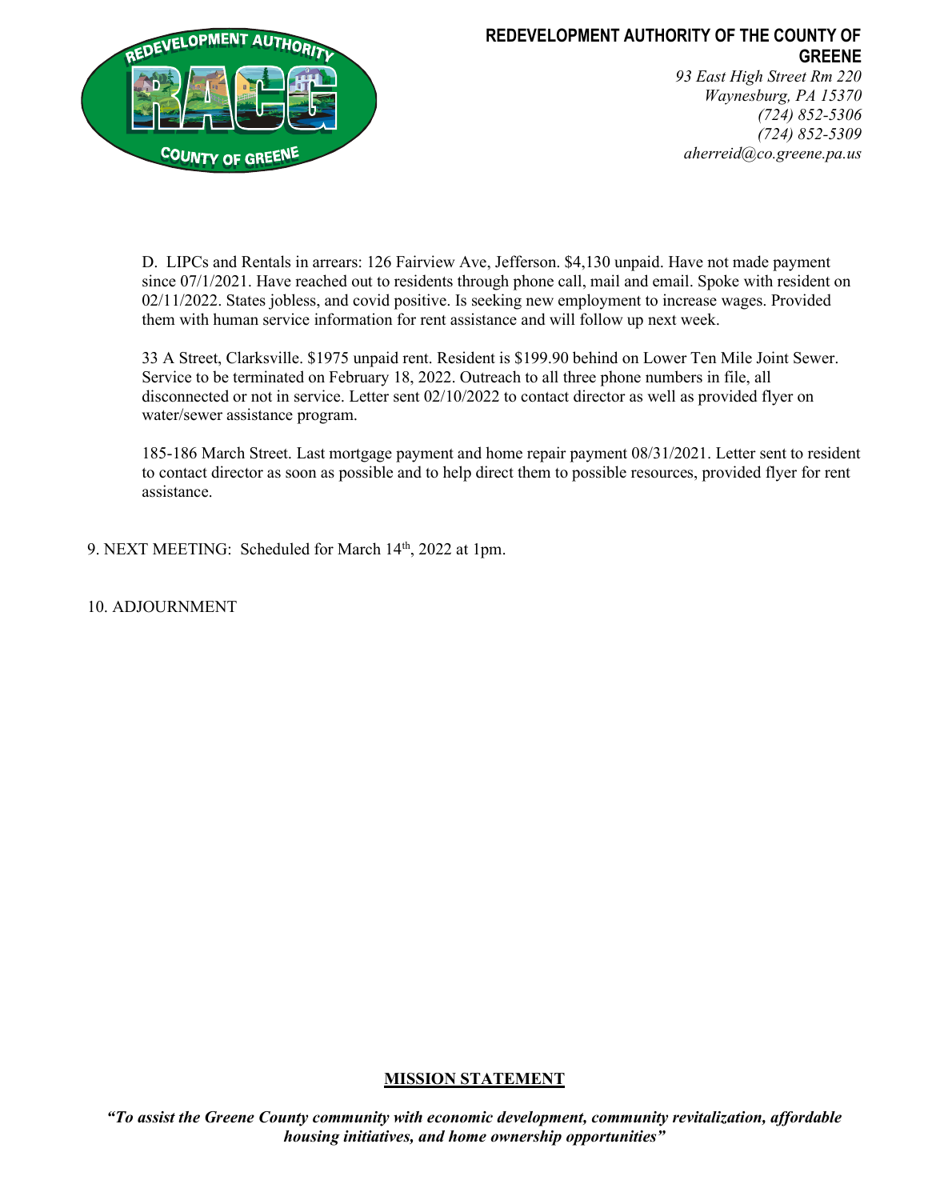**REDEVELOPMENT AUTHORITY OF THE COUNTY OF GREENE**
*93 East High Street Rm 220*
*Waynesburg, PA 15370*
*(724) 852-5306*
*(724) 852-5309*
*aherreid@co.greene.pa.us*

D. LIPCs and Rentals in arrears: 126 Fairview Ave, Jefferson. $4,130 unpaid. Have not made payment since 07/1/2021. Have reached out to residents through phone call, mail and email. Spoke with resident on 02/11/2022. States jobless, and covid positive. Is seeking new employment to increase wages. Provided them with human service information for rent assistance and will follow up next week.

33 A Street, Clarksville. $1975 unpaid rent. Resident is $199.90 behind on Lower Ten Mile Joint Sewer. Service to be terminated on February 18, 2022. Outreach to all three phone numbers in file, all disconnected or not in service. Letter sent 02/10/2022 to contact director as well as provided flyer on water/sewer assistance program.

185-186 March Street. Last mortgage payment and home repair payment 08/31/2021. Letter sent to resident to contact director as soon as possible and to help direct them to possible resources, provided flyer for rent assistance.

9. NEXT MEETING: Scheduled for March 14th, 2022 at 1pm.

10. ADJOURNMENT

**MISSION STATEMENT**

***"To assist the Greene County community with economic development, community revitalization, affordable housing initiatives, and home ownership opportunities"***